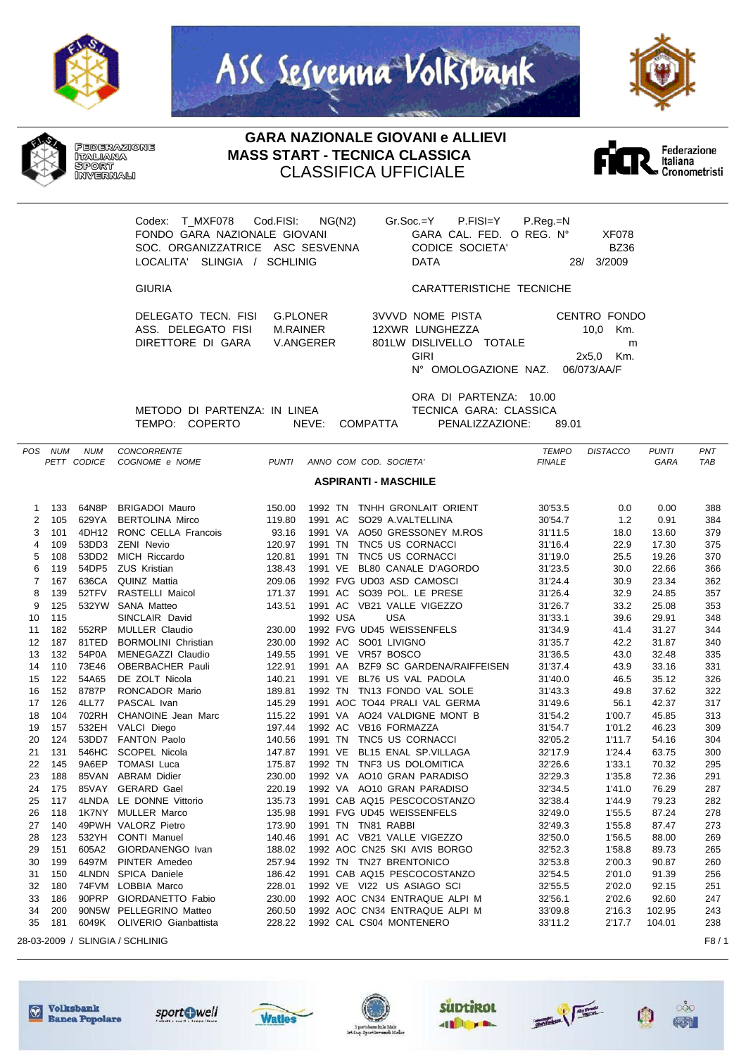ASC Sesvenna Volksbank

FEDERAZIONE ITALIANA SPORT INVERNALI

# GARA NAZIONALE GIOVANI e ALLIEVI
## MASS START - TECNICA CLASSICA
## CLASSIFICA UFFICIALE

Federazione Italiana Cronometristi

Codex: T_MXF078 Cod.FISI: NG(N2) Gr.Soc.=Y P.FISI=Y P.Reg.=N
FONDO GARA NAZIONALE GIOVANI — GARA CAL. FED. O REG. N° XF078
SOC. ORGANIZZATRICE ASC SESVENNA — CODICE SOCIETA' BZ36
LOCALITA' SLINGIA / SCHLINIG — DATA 28/ 3/2009

GIURIA — CARATTERISTICHE TECNICHE

DELEGATO TECN. FISI G.PLONER 3VVVD — NOME PISTA CENTRO FONDO
ASS. DELEGATO FISI M.RAINER 12XWR — LUNGHEZZA 10,0 Km.
DIRETTORE DI GARA V.ANGERER 801LW — DISLIVELLO TOTALE m
GIRI 2x5,0 Km.
N° OMOLOGAZIONE NAZ. 06/073/AA/F

ORA DI PARTENZA: 10.00
METODO DI PARTENZA: IN LINEA — TECNICA GARA: CLASSICA
TEMPO: COPERTO NEVE: COMPATTA PENALIZZAZIONE: 89.01

**ASPIRANTI - MASCHILE**

| POS | NUM PETT | NUM CODICE | CONCORRENTE COGNOME e NOME | PUNTI | ANNO | COM | COD. | SOCIETA' | TEMPO FINALE | DISTACCO | PUNTI GARA | PNT TAB |
|---|---|---|---|---|---|---|---|---|---|---|---|---|
| 1 | 133 | 64N8P | BRIGADOI Mauro | 150.00 | 1992 | TN | TNHH | GRONLAIT ORIENT | 30'53.5 | 0.0 | 0.00 | 388 |
| 2 | 105 | 629YA | BERTOLINA Mirco | 119.80 | 1991 | AC | SO29 | A.VALTELLINA | 30'54.7 | 1.2 | 0.91 | 384 |
| 3 | 101 | 4DH12 | RONC CELLA Francois | 93.16 | 1991 | VA | AO50 | GRESSONEY M.ROS | 31'11.5 | 18.0 | 13.60 | 379 |
| 4 | 109 | 53DD3 | ZENI Nevio | 120.97 | 1991 | TN | TNC5 | US CORNACCI | 31'16.4 | 22.9 | 17.30 | 375 |
| 5 | 108 | 53DD2 | MICH Riccardo | 120.81 | 1991 | TN | TNC5 | US CORNACCI | 31'19.0 | 25.5 | 19.26 | 370 |
| 6 | 119 | 54DP5 | ZUS Kristian | 138.43 | 1991 | VE | BL80 | CANALE D'AGORDO | 31'23.5 | 30.0 | 22.66 | 366 |
| 7 | 167 | 636CA | QUINZ Mattia | 209.06 | 1992 | FVG | UD03 | ASD CAMOSCI | 31'24.4 | 30.9 | 23.34 | 362 |
| 8 | 139 | 52TFV | RASTELLI Maicol | 171.37 | 1991 | AC | SO39 | POL. LE PRESE | 31'26.4 | 32.9 | 24.85 | 357 |
| 9 | 125 | 532YW | SANA Matteo | 143.51 | 1991 | AC | VB21 | VALLE VIGEZZO | 31'26.7 | 33.2 | 25.08 | 353 |
| 10 | 115 | | SINCLAIR David | | 1992 | USA | | USA | 31'33.1 | 39.6 | 29.91 | 348 |
| 11 | 182 | 552RP | MULLER Claudio | 230.00 | 1992 | FVG | UD45 | WEISSENFELS | 31'34.9 | 41.4 | 31.27 | 344 |
| 12 | 187 | 81TED | BORMOLINI Christian | 230.00 | 1992 | AC | SO01 | LIVIGNO | 31'35.7 | 42.2 | 31.87 | 340 |
| 13 | 132 | 54P0A | MENEGAZZI Claudio | 149.55 | 1991 | VE | VR57 | BOSCO | 31'36.5 | 43.0 | 32.48 | 335 |
| 14 | 110 | 73E46 | OBERBACHER Pauli | 122.91 | 1991 | AA | BZF9 | SC GARDENA/RAIFFEISEN | 31'37.4 | 43.9 | 33.16 | 331 |
| 15 | 122 | 54A65 | DE ZOLT Nicola | 140.21 | 1991 | VE | BL76 | US VAL PADOLA | 31'40.0 | 46.5 | 35.12 | 326 |
| 16 | 152 | 8787P | RONCADOR Mario | 189.81 | 1992 | TN | TN13 | FONDO VAL SOLE | 31'43.3 | 49.8 | 37.62 | 322 |
| 17 | 126 | 4LL77 | PASCAL Ivan | 145.29 | 1991 | AOC | TO44 | PRALI VAL GERMA | 31'49.6 | 56.1 | 42.37 | 317 |
| 18 | 104 | 702RH | CHANOINE Jean Marc | 115.22 | 1991 | VA | AO24 | VALDIGNE MONT B | 31'54.2 | 1'00.7 | 45.85 | 313 |
| 19 | 157 | 532EH | VALCI Diego | 197.44 | 1992 | AC | VB16 | FORMAZZA | 31'54.7 | 1'01.2 | 46.23 | 309 |
| 20 | 124 | 53DD7 | FANTON Paolo | 140.56 | 1991 | TN | TNC5 | US CORNACCI | 32'05.2 | 1'11.7 | 54.16 | 304 |
| 21 | 131 | 546HC | SCOPEL Nicola | 147.87 | 1991 | VE | BL15 | ENAL SP.VILLAGA | 32'17.9 | 1'24.4 | 63.75 | 300 |
| 22 | 145 | 9A6EP | TOMASI Luca | 175.87 | 1992 | TN | TNF3 | US DOLOMITICA | 32'26.6 | 1'33.1 | 70.32 | 295 |
| 23 | 188 | 85VAN | ABRAM Didier | 230.00 | 1992 | VA | AO10 | GRAN PARADISO | 32'29.3 | 1'35.8 | 72.36 | 291 |
| 24 | 175 | 85VAY | GERARD Gael | 220.19 | 1992 | VA | AO10 | GRAN PARADISO | 32'34.5 | 1'41.0 | 76.29 | 287 |
| 25 | 117 | 4LNDA | LE DONNE Vittorio | 135.73 | 1991 | CAB | AQ15 | PESCOCOSTANZO | 32'38.4 | 1'44.9 | 79.23 | 282 |
| 26 | 118 | 1K7NY | MULLER Marco | 135.98 | 1991 | FVG | UD45 | WEISSENFELS | 32'49.0 | 1'55.5 | 87.24 | 278 |
| 27 | 140 | 49PWH | VALORZ Pietro | 173.90 | 1991 | TN | TN81 | RABBI | 32'49.3 | 1'55.8 | 87.47 | 273 |
| 28 | 123 | 532YH | CONTI Manuel | 140.46 | 1991 | AC | VB21 | VALLE VIGEZZO | 32'50.0 | 1'56.5 | 88.00 | 269 |
| 29 | 151 | 605A2 | GIORDANENGO Ivan | 188.02 | 1992 | AOC | CN25 | SKI AVIS BORGO | 32'52.3 | 1'58.8 | 89.73 | 265 |
| 30 | 199 | 6497M | PINTER Amedeo | 257.94 | 1992 | TN | TN27 | BRENTONICO | 32'53.8 | 2'00.3 | 90.87 | 260 |
| 31 | 150 | 4LNDN | SPICA Daniele | 186.42 | 1991 | CAB | AQ15 | PESCOCOSTANZO | 32'54.5 | 2'01.0 | 91.39 | 256 |
| 32 | 180 | 74FVM | LOBBIA Marco | 228.01 | 1992 | VE | VI22 | US ASIAGO SCI | 32'55.5 | 2'02.0 | 92.15 | 251 |
| 33 | 186 | 90PRP | GIORDANETTO Fabio | 230.00 | 1992 | AOC | CN34 | ENTRAQUE ALPI M | 32'56.1 | 2'02.6 | 92.60 | 247 |
| 34 | 200 | 90N5W | PELLEGRINO Matteo | 260.50 | 1992 | AOC | CN34 | ENTRAQUE ALPI M | 33'09.8 | 2'16.3 | 102.95 | 243 |
| 35 | 181 | 6049K | OLIVERIO Gianbattista | 228.22 | 1992 | CAL | CS04 | MONTENERO | 33'11.2 | 2'17.7 | 104.01 | 238 |

28-03-2009 / SLINGIA / SCHLINIG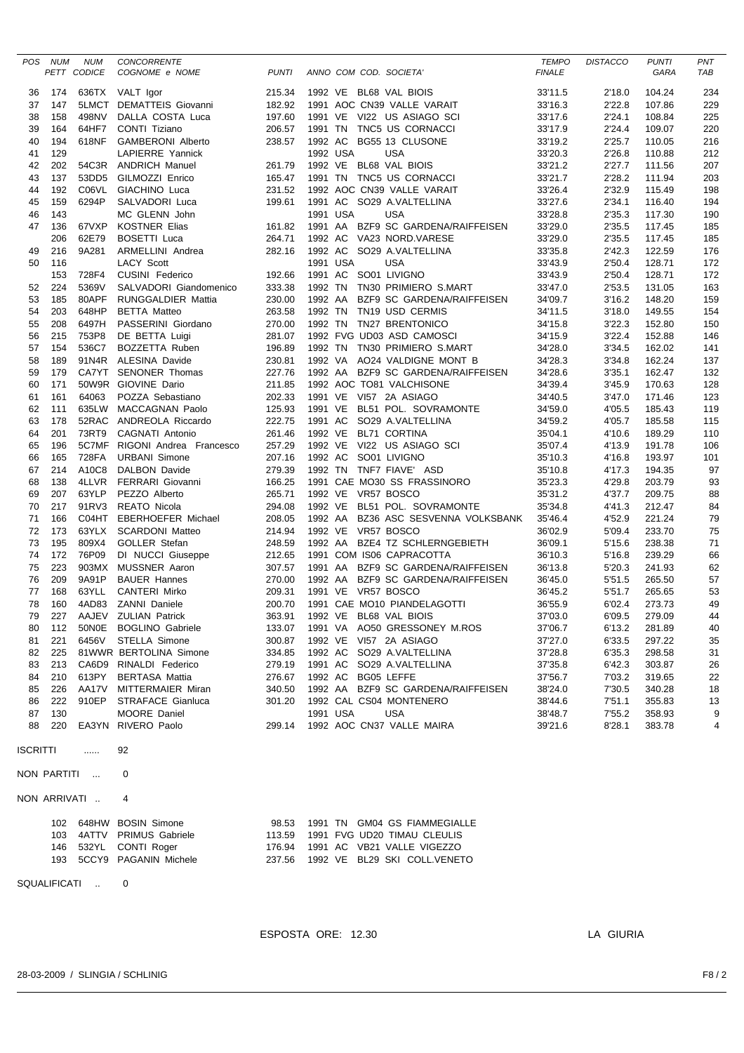| POS | NUM PETT | NUM CODICE | CONCORRENTE COGNOME e NOME | PUNTI | ANNO | COM | COD. SOCIETA' | TEMPO FINALE | DISTACCO | PUNTI GARA | PNT TAB |
|---|---|---|---|---|---|---|---|---|---|---|---|
| 36 | 174 | 636TX | VALT Igor | 215.34 | 1992 | VE | BL68 VAL BIOIS | 33'11.5 | 2'18.0 | 104.24 | 234 |
| 37 | 147 | 5LMCT | DEMATTEIS Giovanni | 182.92 | 1991 | AOC | CN39 VALLE VARAIT | 33'16.3 | 2'22.8 | 107.86 | 229 |
| 38 | 158 | 498NV | DALLA COSTA Luca | 197.60 | 1991 | VE | VI22 US ASIAGO SCI | 33'17.6 | 2'24.1 | 108.84 | 225 |
| 39 | 164 | 64HF7 | CONTI Tiziano | 206.57 | 1991 | TN | TNC5 US CORNACCI | 33'17.9 | 2'24.4 | 109.07 | 220 |
| 40 | 194 | 618NF | GAMBERONI Alberto | 238.57 | 1992 | AC | BG55 13 CLUSONE | 33'19.2 | 2'25.7 | 110.05 | 216 |
| 41 | 129 | | LAPIERRE Yannick | | 1992 | USA | USA | 33'20.3 | 2'26.8 | 110.88 | 212 |
| 42 | 202 | 54C3R | ANDRICH Manuel | 261.79 | 1992 | VE | BL68 VAL BIOIS | 33'21.2 | 2'27.7 | 111.56 | 207 |
| 43 | 137 | 53DD5 | GILMOZZI Enrico | 165.47 | 1991 | TN | TNC5 US CORNACCI | 33'21.7 | 2'28.2 | 111.94 | 203 |
| 44 | 192 | C06VL | GIACHINO Luca | 231.52 | 1992 | AOC | CN39 VALLE VARAIT | 33'26.4 | 2'32.9 | 115.49 | 198 |
| 45 | 159 | 6294P | SALVADORI Luca | 199.61 | 1991 | AC | SO29 A.VALTELLINA | 33'27.6 | 2'34.1 | 116.40 | 194 |
| 46 | 143 | | MC GLENN John | | 1991 | USA | USA | 33'28.8 | 2'35.3 | 117.30 | 190 |
| 47 | 136 | 67VXP | KOSTNER Elias | 161.82 | 1991 | AA | BZF9 SC GARDENA/RAIFFEISEN | 33'29.0 | 2'35.5 | 117.45 | 185 |
| | 206 | 62E79 | BOSETTI Luca | 264.71 | 1992 | AC | VA23 NORD.VARESE | 33'29.0 | 2'35.5 | 117.45 | 185 |
| 49 | 216 | 9A281 | ARMELLINI Andrea | 282.16 | 1992 | AC | SO29 A.VALTELLINA | 33'35.8 | 2'42.3 | 122.59 | 176 |
| 50 | 116 | | LACY Scott | | 1991 | USA | USA | 33'43.9 | 2'50.4 | 128.71 | 172 |
| | 153 | 728F4 | CUSINI Federico | 192.66 | 1991 | AC | SO01 LIVIGNO | 33'43.9 | 2'50.4 | 128.71 | 172 |
| 52 | 224 | 5369V | SALVADORI Giandomenico | 333.38 | 1992 | TN | TN30 PRIMIERO S.MART | 33'47.0 | 2'53.5 | 131.05 | 163 |
| 53 | 185 | 80APF | RUNGGALDIER Mattia | 230.00 | 1992 | AA | BZF9 SC GARDENA/RAIFFEISEN | 34'09.7 | 3'16.2 | 148.20 | 159 |
| 54 | 203 | 648HP | BETTA Matteo | 263.58 | 1992 | TN | TN19 USD CERMIS | 34'11.5 | 3'18.0 | 149.55 | 154 |
| 55 | 208 | 6497H | PASSERINI Giordano | 270.00 | 1992 | TN | TN27 BRENTONICO | 34'15.8 | 3'22.3 | 152.80 | 150 |
| 56 | 215 | 753P8 | DE BETTA Luigi | 281.07 | 1992 | FVG | UD03 ASD CAMOSCI | 34'15.9 | 3'22.4 | 152.88 | 146 |
| 57 | 154 | 536C7 | BOZZETTA Ruben | 196.89 | 1992 | TN | TN30 PRIMIERO S.MART | 34'28.0 | 3'34.5 | 162.02 | 141 |
| 58 | 189 | 91N4R | ALESINA Davide | 230.81 | 1992 | VA | AO24 VALDIGNE MONT B | 34'28.3 | 3'34.8 | 162.24 | 137 |
| 59 | 179 | CA7YT | SENONER Thomas | 227.76 | 1992 | AA | BZF9 SC GARDENA/RAIFFEISEN | 34'28.6 | 3'35.1 | 162.47 | 132 |
| 60 | 171 | 50W9R | GIOVINE Dario | 211.85 | 1992 | AOC | TO81 VALCHISONE | 34'39.4 | 3'45.9 | 170.63 | 128 |
| 61 | 161 | 64063 | POZZA Sebastiano | 202.33 | 1991 | VE | VI57 2A ASIAGO | 34'40.5 | 3'47.0 | 171.46 | 123 |
| 62 | 111 | 635LW | MACCAGNAN Paolo | 125.93 | 1991 | VE | BL51 POL. SOVRAMONTE | 34'59.0 | 4'05.5 | 185.43 | 119 |
| 63 | 178 | 52RAC | ANDREOLA Riccardo | 222.75 | 1991 | AC | SO29 A.VALTELLINA | 34'59.2 | 4'05.7 | 185.58 | 115 |
| 64 | 201 | 73RT9 | CAGNATI Antonio | 261.46 | 1992 | VE | BL71 CORTINA | 35'04.1 | 4'10.6 | 189.29 | 110 |
| 65 | 196 | 5C7MF | RIGONI Andrea Francesco | 257.29 | 1992 | VE | VI22 US ASIAGO SCI | 35'07.4 | 4'13.9 | 191.78 | 106 |
| 66 | 165 | 728FA | URBANI Simone | 207.16 | 1992 | AC | SO01 LIVIGNO | 35'10.3 | 4'16.8 | 193.97 | 101 |
| 67 | 214 | A10C8 | DALBON Davide | 279.39 | 1992 | TN | TNF7 FIAVE' ASD | 35'10.8 | 4'17.3 | 194.35 | 97 |
| 68 | 138 | 4LLVR | FERRARI Giovanni | 166.25 | 1991 | CAE | MO30 SS FRASSINORO | 35'23.3 | 4'29.8 | 203.79 | 93 |
| 69 | 207 | 63YLP | PEZZO Alberto | 265.71 | 1992 | VE | VR57 BOSCO | 35'31.2 | 4'37.7 | 209.75 | 88 |
| 70 | 217 | 91RV3 | REATO Nicola | 294.08 | 1992 | VE | BL51 POL. SOVRAMONTE | 35'34.8 | 4'41.3 | 212.47 | 84 |
| 71 | 166 | C04HT | EBERHOEFER Michael | 208.05 | 1992 | AA | BZ36 ASC SESVENNA VOLKSBANK | 35'46.4 | 4'52.9 | 221.24 | 79 |
| 72 | 173 | 63YLX | SCARDONI Matteo | 214.94 | 1992 | VE | VR57 BOSCO | 36'02.9 | 5'09.4 | 233.70 | 75 |
| 73 | 195 | 809X4 | GOLLER Stefan | 248.59 | 1992 | AA | BZE4 TZ SCHLERNGEBIETH | 36'09.1 | 5'15.6 | 238.38 | 71 |
| 74 | 172 | 76P09 | DI NUCCI Giuseppe | 212.65 | 1991 | COM | IS06 CAPRACOTTA | 36'10.3 | 5'16.8 | 239.29 | 66 |
| 75 | 223 | 903MX | MUSSNER Aaron | 307.57 | 1991 | AA | BZF9 SC GARDENA/RAIFFEISEN | 36'13.8 | 5'20.3 | 241.93 | 62 |
| 76 | 209 | 9A91P | BAUER Hannes | 270.00 | 1992 | AA | BZF9 SC GARDENA/RAIFFEISEN | 36'45.0 | 5'51.5 | 265.50 | 57 |
| 77 | 168 | 63YLL | CANTERI Mirko | 209.31 | 1991 | VE | VR57 BOSCO | 36'45.2 | 5'51.7 | 265.65 | 53 |
| 78 | 160 | 4AD83 | ZANNI Daniele | 200.70 | 1991 | CAE | MO10 PIANDELAGOTTI | 36'55.9 | 6'02.4 | 273.73 | 49 |
| 79 | 227 | AAJEV | ZULIAN Patrick | 363.91 | 1992 | VE | BL68 VAL BIOIS | 37'03.0 | 6'09.5 | 279.09 | 44 |
| 80 | 112 | 50N0E | BOGLINO Gabriele | 133.07 | 1991 | VA | AO50 GRESSONEY M.ROS | 37'06.7 | 6'13.2 | 281.89 | 40 |
| 81 | 221 | 6456V | STELLA Simone | 300.87 | 1992 | VE | VI57 2A ASIAGO | 37'27.0 | 6'33.5 | 297.22 | 35 |
| 82 | 225 | 81WWR | BERTOLINA Simone | 334.85 | 1992 | AC | SO29 A.VALTELLINA | 37'28.8 | 6'35.3 | 298.58 | 31 |
| 83 | 213 | CA6D9 | RINALDI Federico | 279.19 | 1991 | AC | SO29 A.VALTELLINA | 37'35.8 | 6'42.3 | 303.87 | 26 |
| 84 | 210 | 613PY | BERTASA Mattia | 276.67 | 1992 | AC | BG05 LEFFE | 37'56.7 | 7'03.2 | 319.65 | 22 |
| 85 | 226 | AA17V | MITTERMAIER Miran | 340.50 | 1992 | AA | BZF9 SC GARDENA/RAIFFEISEN | 38'24.0 | 7'30.5 | 340.28 | 18 |
| 86 | 222 | 910EP | STRAFACE Gianluca | 301.20 | 1992 | CAL | CS04 MONTENERO | 38'44.6 | 7'51.1 | 355.83 | 13 |
| 87 | 130 | | MOORE Daniel | | 1991 | USA | USA | 38'48.7 | 7'55.2 | 358.93 | 9 |
| 88 | 220 | EA3YN | RIVERO Paolo | 299.14 | 1992 | AOC | CN37 VALLE MAIRA | 39'21.6 | 8'28.1 | 383.78 | 4 |

ISCRITTI ...... 92

NON PARTITI ... 0

NON ARRIVATI .. 4

| | | | | | | |
|---|---|---|---|---|---|---|
| 102 | 648HW | BOSIN Simone | 98.53 | 1991 | TN | GM04 GS FIAMMEGIALLE |
| 103 | 4ATTV | PRIMUS Gabriele | 113.59 | 1991 | FVG | UD20 TIMAU CLEULIS |
| 146 | 532YL | CONTI Roger | 176.94 | 1991 | AC | VB21 VALLE VIGEZZO |
| 193 | 5CCY9 | PAGANIN Michele | 237.56 | 1992 | VE | BL29 SKI COLL.VENETO |

SQUALIFICATI .. 0

ESPOSTA ORE: 12.30

LA GIURIA

28-03-2009 / SLINGIA / SCHLINIG